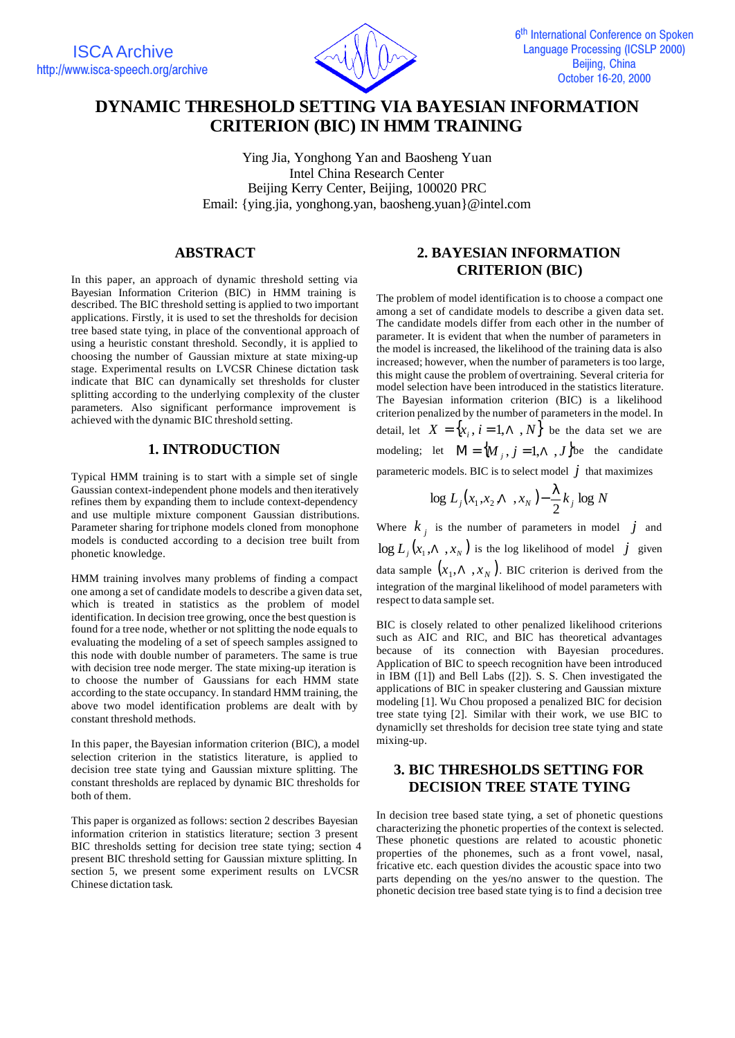# DYNAMIC THRESHOLD SETTING VIA BAYESIAN INFORMATION CRITERION (BIC) IN HMM TRAINING

Ying Jia, Yonghong Yan and Baosheng Yuan
Intel China Research Center
Beijing Kerry Center, Beijing, 100020 PRC
Email: {ying.jia, yonghong.yan, baosheng.yuan}@intel.com

## ABSTRACT

In this paper, an approach of dynamic threshold setting via Bayesian Information Criterion (BIC) in HMM training is described. The BIC threshold setting is applied to two important applications. Firstly, it is used to set the thresholds for decision tree based state tying, in place of the conventional approach of using a heuristic constant threshold. Secondly, it is applied to choosing the number of Gaussian mixture at state mixing-up stage. Experimental results on LVCSR Chinese dictation task indicate that BIC can dynamically set thresholds for cluster splitting according to the underlying complexity of the cluster parameters. Also significant performance improvement is achieved with the dynamic BIC threshold setting.

## 1. INTRODUCTION

Typical HMM training is to start with a simple set of single Gaussian context-independent phone models and then iteratively refines them by expanding them to include context-dependency and use multiple mixture component Gaussian distributions. Parameter sharing for triphone models cloned from monophone models is conducted according to a decision tree built from phonetic knowledge.

HMM training involves many problems of finding a compact one among a set of candidate models to describe a given data set, which is treated in statistics as the problem of model identification. In decision tree growing, once the best question is found for a tree node, whether or not splitting the node equals to evaluating the modeling of a set of speech samples assigned to this node with double number of parameters. The same is true with decision tree node merger. The state mixing-up iteration is to choose the number of Gaussians for each HMM state according to the state occupancy. In standard HMM training, the above two model identification problems are dealt with by constant threshold methods.

In this paper, the Bayesian information criterion (BIC), a model selection criterion in the statistics literature, is applied to decision tree state tying and Gaussian mixture splitting. The constant thresholds are replaced by dynamic BIC thresholds for both of them.

This paper is organized as follows: section 2 describes Bayesian information criterion in statistics literature; section 3 present BIC thresholds setting for decision tree state tying; section 4 present BIC threshold setting for Gaussian mixture splitting. In section 5, we present some experiment results on LVCSR Chinese dictation task.

## 2. BAYESIAN INFORMATION CRITERION (BIC)

The problem of model identification is to choose a compact one among a set of candidate models to describe a given data set. The candidate models differ from each other in the number of parameter. It is evident that when the number of parameters in the model is increased, the likelihood of the training data is also increased; however, when the number of parameters is too large, this might cause the problem of overtraining. Several criteria for model selection have been introduced in the statistics literature. The Bayesian information criterion (BIC) is a likelihood criterion penalized by the number of parameters in the model. In detail, let $X = \{x_i, i = 1, \ldots, N\}$ be the data set we are modeling; let $M = \{M_j, j = 1, \ldots, J\}$ be the candidate parameteric models. BIC is to select model $j$ that maximizes

$$\log L_j(x_1, x_2, \ldots, x_N) - \frac{\lambda}{2} k_j \log N$$

Where $k_j$ is the number of parameters in model $j$ and $\log L_j(x_1, \ldots, x_N)$ is the log likelihood of model $j$ given data sample $(x_1, \ldots, x_N)$. BIC criterion is derived from the integration of the marginal likelihood of model parameters with respect to data sample set.

BIC is closely related to other penalized likelihood criterions such as AIC and RIC, and BIC has theoretical advantages because of its connection with Bayesian procedures. Application of BIC to speech recognition have been introduced in IBM ([1]) and Bell Labs ([2]). S. S. Chen investigated the applications of BIC in speaker clustering and Gaussian mixture modeling [1]. Wu Chou proposed a penalized BIC for decision tree state tying [2]. Similar with their work, we use BIC to dynamiclly set thresholds for decision tree state tying and state mixing-up.

## 3. BIC THRESHOLDS SETTING FOR DECISION TREE STATE TYING

In decision tree based state tying, a set of phonetic questions characterizing the phonetic properties of the context is selected. These phonetic questions are related to acoustic phonetic properties of the phonemes, such as a front vowel, nasal, fricative etc. each question divides the acoustic space into two parts depending on the yes/no answer to the question. The phonetic decision tree based state tying is to find a decision tree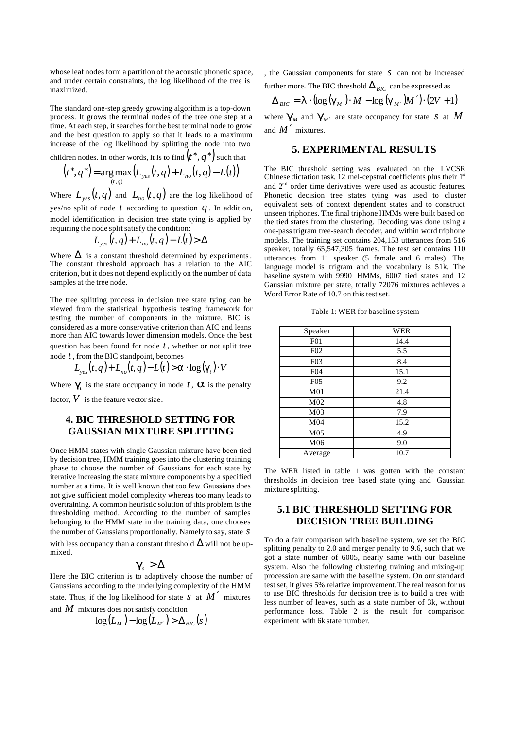whose leaf nodes form a partition of the acoustic phonetic space, and under certain constraints, the log likelihood of the tree is maximized.

The standard one-step greedy growing algorithm is a top-down process. It grows the terminal nodes of the tree one step at a time. At each step, it searches for the best terminal node to grow and the best question to apply so that it leads to a maximum increase of the log likelihood by splitting the node into two children nodes. In other words, it is to find $(t^*, q^*)$ such that

$$(t^*, q^*) = \underset{(t,q)}{\arg\max}\left(L_{yes}(t,q) + L_{no}(t,q) - L(t)\right)$$

Where $L_{yes}(t,q)$ and $L_{no}(t,q)$ are the log likelihood of yes/no split of node $t$ according to question $q$. In addition, model identification in decision tree state tying is applied by requiring the node split satisfy the condition:

$$L_{yes}(t,q) + L_{no}(t,q) - L(t) > \Delta$$

Where $\Delta$ is a constant threshold determined by experiments. The constant threshold approach has a relation to the AIC criterion, but it does not depend explicitly on the number of data samples at the tree node.

The tree splitting process in decision tree state tying can be viewed from the statistical hypothesis testing framework for testing the number of components in the mixture. BIC is considered as a more conservative criterion than AIC and leans more than AIC towards lower dimension models. Once the best question has been found for node $t$, whether or not split tree node $t$, from the BIC standpoint, becomes

$$L_{yes}(t,q) + L_{no}(t,q) - L(t) > \alpha \cdot \log(\gamma_t) \cdot V$$

Where $\gamma_t$ is the state occupancy in node $t$, $\alpha$ is the penalty factor, $V$ is the feature vector size.

## 4. BIC THRESHOLD SETTING FOR GAUSSIAN MIXTURE SPLITTING

Once HMM states with single Gaussian mixture have been tied by decision tree, HMM training goes into the clustering training phase to choose the number of Gaussians for each state by iterative increasing the state mixture components by a specified number at a time. It is well known that too few Gaussians does not give sufficient model complexity whereas too many leads to overtraining. A common heuristic solution of this problem is the thresholding method. According to the number of samples belonging to the HMM state in the training data, one chooses the number of Gaussians proportionally. Namely to say, state $s$ with less occupancy than a constant threshold $\Delta$ will not be up-mixed.

$$\gamma_s > \Delta$$

Here the BIC criterion is to adaptively choose the number of Gaussians according to the underlying complexity of the HMM state. Thus, if the log likelihood for state $s$ at $M'$ mixtures and $M$ mixtures does not satisfy condition

$$\log(L_M) - \log(L_{M'}) > \Delta_{BIC}(s)$$

, the Gaussian components for state $s$ can not be increased further more. The BIC threshold $\Delta_{BIC}$ can be expressed as

$$\Delta_{BIC} = \lambda \cdot \left(\log(\gamma_M) \cdot M - \log(\gamma_{M'}) M'\right) \cdot (2V + 1)$$

where $\gamma_M$ and $\gamma_{M'}$ are state occupancy for state $s$ at $M$ and $M'$ mixtures.

## 5. EXPERIMENTAL RESULTS

The BIC threshold setting was evaluated on the LVCSR Chinese dictation task. 12 mel-cepstral coefficients plus their 1st and 2nd order time derivatives were used as acoustic features. Phonetic decision tree states tying was used to cluster equivalent sets of context dependent states and to construct unseen triphones. The final triphone HMMs were built based on the tied states from the clustering. Decoding was done using a one-pass trigram tree-search decoder, and within word triphone models. The training set contains 204,153 utterances from 516 speaker, totally 65,547,305 frames. The test set contains 110 utterances from 11 speaker (5 female and 6 males). The language model is trigram and the vocabulary is 51k. The baseline system with 9990 HMMs, 6007 tied states and 12 Gaussian mixture per state, totally 72076 mixtures achieves a Word Error Rate of 10.7 on this test set.

Table 1: WER for baseline system

| Speaker | WER |
|---|---|
| F01 | 14.4 |
| F02 | 5.5 |
| F03 | 8.4 |
| F04 | 15.1 |
| F05 | 9.2 |
| M01 | 21.4 |
| M02 | 4.8 |
| M03 | 7.9 |
| M04 | 15.2 |
| M05 | 4.9 |
| M06 | 9.0 |
| Average | 10.7 |

The WER listed in table 1 was gotten with the constant thresholds in decision tree based state tying and Gaussian mixture splitting.

### 5.1 BIC THRESHOLD SETTING FOR DECISION TREE BUILDING

To do a fair comparison with baseline system, we set the BIC splitting penalty to 2.0 and merger penalty to 9.6, such that we got a state number of 6005, nearly same with our baseline system. Also the following clustering training and mixing-up procession are same with the baseline system. On our standard test set, it gives 5% relative improvement. The real reason for us to use BIC thresholds for decision tree is to build a tree with less number of leaves, such as a state number of 3k, without performance loss. Table 2 is the result for comparison experiment with 6k state number.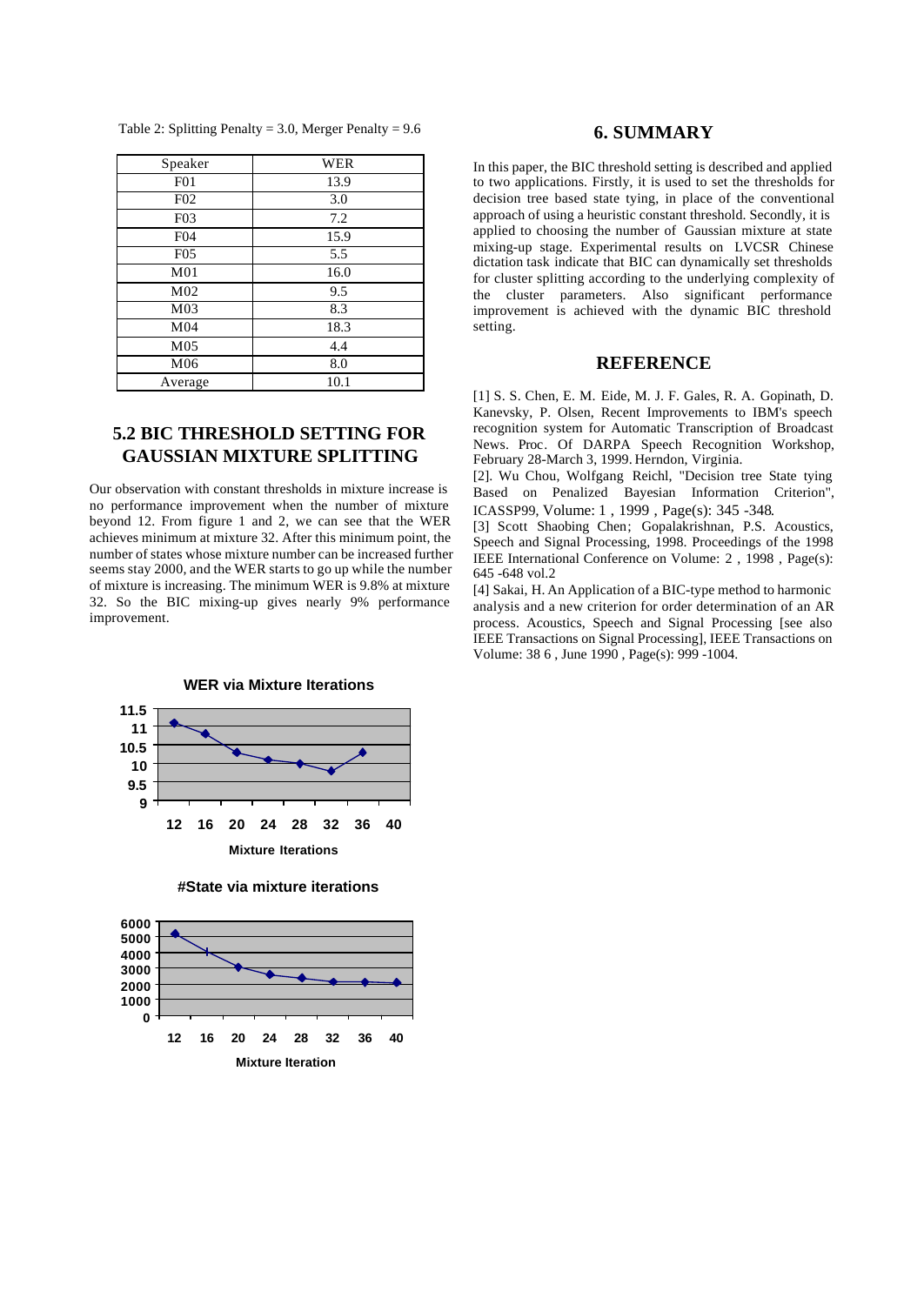Table 2: Splitting Penalty = 3.0, Merger Penalty = 9.6

| Speaker | WER |
|---|---|
| F01 | 13.9 |
| F02 | 3.0 |
| F03 | 7.2 |
| F04 | 15.9 |
| F05 | 5.5 |
| M01 | 16.0 |
| M02 | 9.5 |
| M03 | 8.3 |
| M04 | 18.3 |
| M05 | 4.4 |
| M06 | 8.0 |
| Average | 10.1 |

## 5.2 BIC THRESHOLD SETTING FOR GAUSSIAN MIXTURE SPLITTING

Our observation with constant thresholds in mixture increase is no performance improvement when the number of mixture beyond 12. From figure 1 and 2, we can see that the WER achieves minimum at mixture 32. After this minimum point, the number of states whose mixture number can be increased further seems stay 2000, and the WER starts to go up while the number of mixture is increasing. The minimum WER is 9.8% at mixture 32. So the BIC mixing-up gives nearly 9% performance improvement.

**WER via Mixture Iterations**

11.5
11
10.5
10
9.5
9

12 16 20 24 28 32 36 40

Mixture Iterations

**#State via mixture iterations**

6000
5000
4000
3000
2000
1000
0

12 16 20 24 28 32 36 40

Mixture Iteration

## 6. SUMMARY

In this paper, the BIC threshold setting is described and applied to two applications. Firstly, it is used to set the thresholds for decision tree based state tying, in place of the conventional approach of using a heuristic constant threshold. Secondly, it is applied to choosing the number of Gaussian mixture at state mixing-up stage. Experimental results on LVCSR Chinese dictation task indicate that BIC can dynamically set thresholds for cluster splitting according to the underlying complexity of the cluster parameters. Also significant performance improvement is achieved with the dynamic BIC threshold setting.

## REFERENCE

[1] S. S. Chen, E. M. Eide, M. J. F. Gales, R. A. Gopinath, D. Kanevsky, P. Olsen, Recent Improvements to IBM's speech recognition system for Automatic Transcription of Broadcast News. Proc. Of DARPA Speech Recognition Workshop, February 28-March 3, 1999. Herndon, Virginia.

[2]. Wu Chou, Wolfgang Reichl, "Decision tree State tying Based on Penalized Bayesian Information Criterion", ICASSP99, Volume: 1 , 1999 , Page(s): 345 -348.

[3] Scott Shaobing Chen; Gopalakrishnan, P.S. Acoustics, Speech and Signal Processing, 1998. Proceedings of the 1998 IEEE International Conference on Volume: 2 , 1998 , Page(s): 645 -648 vol.2

[4] Sakai, H. An Application of a BIC-type method to harmonic analysis and a new criterion for order determination of an AR process. Acoustics, Speech and Signal Processing [see also IEEE Transactions on Signal Processing], IEEE Transactions on Volume: 38 6 , June 1990 , Page(s): 999 -1004.